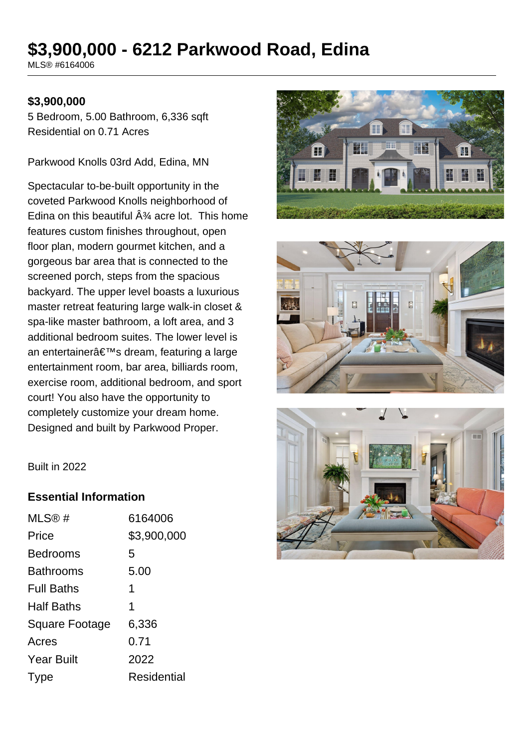# $3,900,000 - 6212 Parkwood Road, Edina

MLS® #6164006

**$3,900,000**

5 Bedroom, 5.00 Bathroom, 6,336 sqft
Residential on 0.71 Acres

Parkwood Knolls 03rd Add, Edina, MN

Spectacular to-be-built opportunity in the coveted Parkwood Knolls neighborhood of Edina on this beautiful Â¾ acre lot. This home features custom finishes throughout, open floor plan, modern gourmet kitchen, and a gorgeous bar area that is connected to the screened porch, steps from the spacious backyard. The upper level boasts a luxurious master retreat featuring large walk-in closet & spa-like master bathroom, a loft area, and 3 additional bedroom suites. The lower level is an entertainerâ€™s dream, featuring a large entertainment room, bar area, billiards room, exercise room, additional bedroom, and sport court! You also have the opportunity to completely customize your dream home. Designed and built by Parkwood Proper.

Built in 2022

## Essential Information

| | |
|---|---|
| MLS® # | 6164006 |
| Price | $3,900,000 |
| Bedrooms | 5 |
| Bathrooms | 5.00 |
| Full Baths | 1 |
| Half Baths | 1 |
| Square Footage | 6,336 |
| Acres | 0.71 |
| Year Built | 2022 |
| Type | Residential |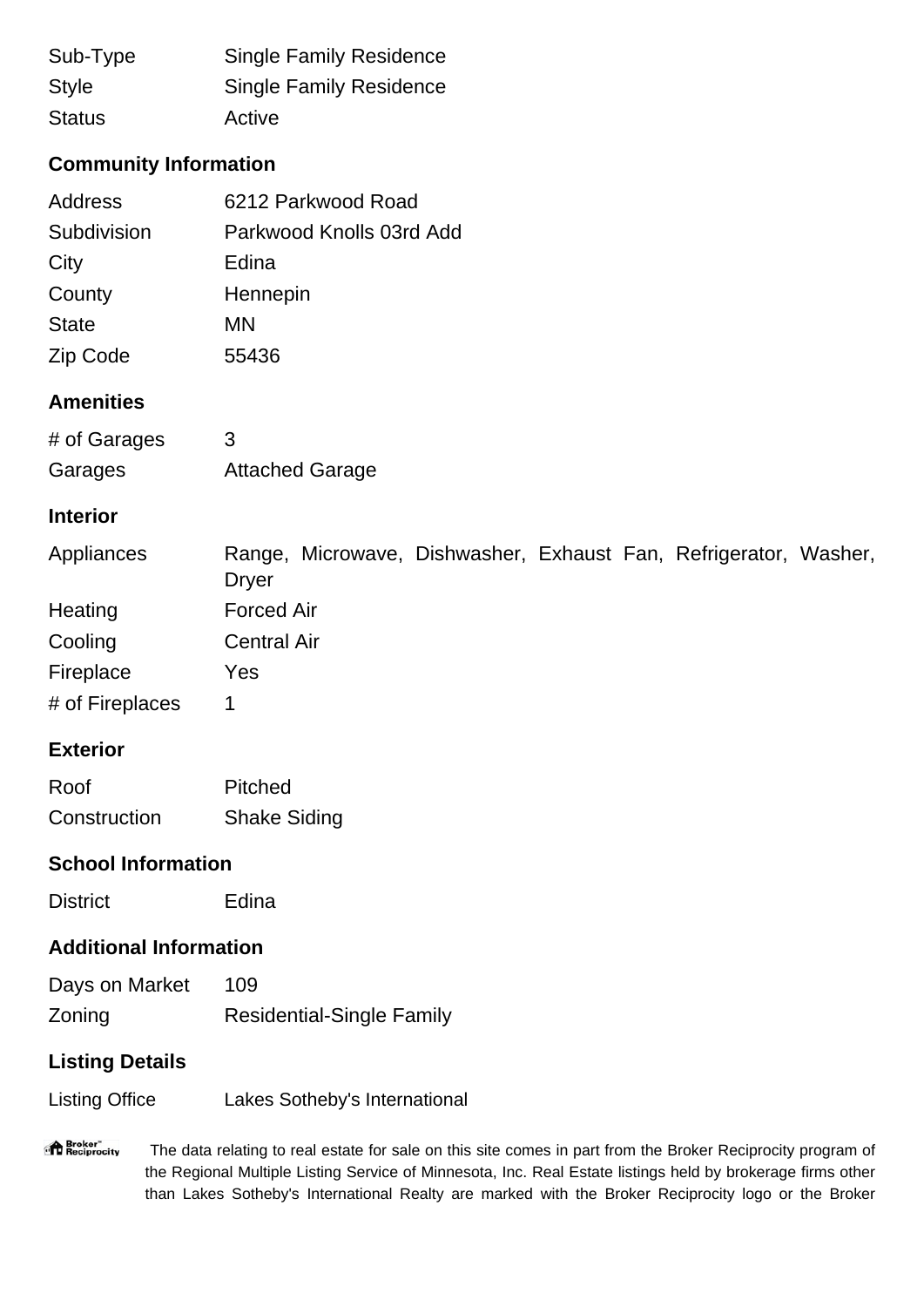| | |
|---|---|
| Sub-Type | Single Family Residence |
| Style | Single Family Residence |
| Status | Active |

## Community Information

| | |
|---|---|
| Address | 6212 Parkwood Road |
| Subdivision | Parkwood Knolls 03rd Add |
| City | Edina |
| County | Hennepin |
| State | MN |
| Zip Code | 55436 |

## Amenities

| | |
|---|---|
| # of Garages | 3 |
| Garages | Attached Garage |

## Interior

| | |
|---|---|
| Appliances | Range, Microwave, Dishwasher, Exhaust Fan, Refrigerator, Washer, Dryer |
| Heating | Forced Air |
| Cooling | Central Air |
| Fireplace | Yes |
| # of Fireplaces | 1 |

## Exterior

| | |
|---|---|
| Roof | Pitched |
| Construction | Shake Siding |

## School Information

| | |
|---|---|
| District | Edina |

## Additional Information

| | |
|---|---|
| Days on Market | 109 |
| Zoning | Residential-Single Family |

## Listing Details

| | |
|---|---|
| Listing Office | Lakes Sotheby's International |

The data relating to real estate for sale on this site comes in part from the Broker Reciprocity program of the Regional Multiple Listing Service of Minnesota, Inc. Real Estate listings held by brokerage firms other than Lakes Sotheby's International Realty are marked with the Broker Reciprocity logo or the Broker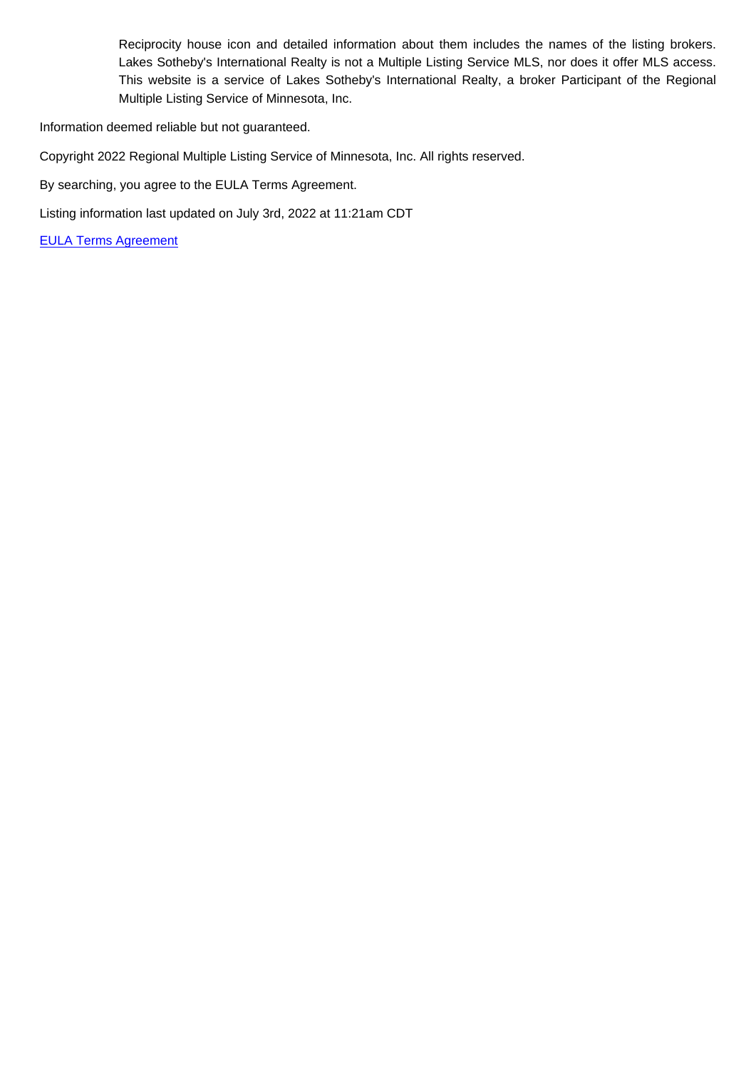Reciprocity house icon and detailed information about them includes the names of the listing brokers. Lakes Sotheby's International Realty is not a Multiple Listing Service MLS, nor does it offer MLS access. This website is a service of Lakes Sotheby's International Realty, a broker Participant of the Regional Multiple Listing Service of Minnesota, Inc.

Information deemed reliable but not guaranteed.

Copyright 2022 Regional Multiple Listing Service of Minnesota, Inc. All rights reserved.

By searching, you agree to the EULA Terms Agreement.

Listing information last updated on July 3rd, 2022 at 11:21am CDT

EULA Terms Agreement